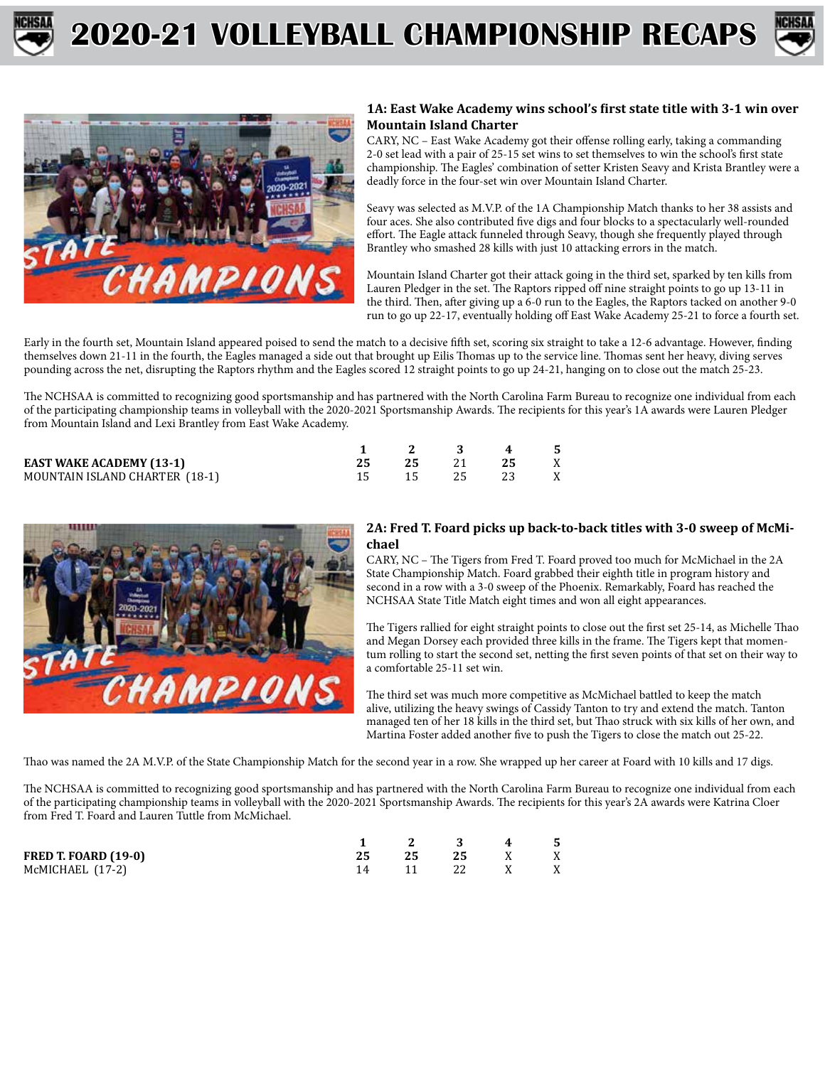# 2020-21 VOLLEYBALL CHAMPIONSHIP RECAPS

### 1A: East Wake Academy wins school's first state title with 3-1 win over Mountain Island Charter

CARY, NC – East Wake Academy got their offense rolling early, taking a commanding 2-0 set lead with a pair of 25-15 set wins to set themselves to win the school's first state championship. The Eagles' combination of setter Kristen Seavy and Krista Brantley were a deadly force in the four-set win over Mountain Island Charter.

Seavy was selected as M.V.P. of the 1A Championship Match thanks to her 38 assists and four aces. She also contributed five digs and four blocks to a spectacularly well-rounded effort. The Eagle attack funneled through Seavy, though she frequently played through Brantley who smashed 28 kills with just 10 attacking errors in the match.

Mountain Island Charter got their attack going in the third set, sparked by ten kills from Lauren Pledger in the set. The Raptors ripped off nine straight points to go up 13-11 in the third. Then, after giving up a 6-0 run to the Eagles, the Raptors tacked on another 9-0 run to go up 22-17, eventually holding off East Wake Academy 25-21 to force a fourth set.

Early in the fourth set, Mountain Island appeared poised to send the match to a decisive fifth set, scoring six straight to take a 12-6 advantage. However, finding themselves down 21-11 in the fourth, the Eagles managed a side out that brought up Eilis Thomas up to the service line. Thomas sent her heavy, diving serves pounding across the net, disrupting the Raptors rhythm and the Eagles scored 12 straight points to go up 24-21, hanging on to close out the match 25-23.

The NCHSAA is committed to recognizing good sportsmanship and has partnered with the North Carolina Farm Bureau to recognize one individual from each of the participating championship teams in volleyball with the 2020-2021 Sportsmanship Awards. The recipients for this year's 1A awards were Lauren Pledger from Mountain Island and Lexi Brantley from East Wake Academy.

| | 1 | 2 | 3 | 4 | 5 |
|---|---|---|---|---|---|
| **EAST WAKE ACADEMY (13-1)** | **25** | **25** | 21 | **25** | X |
| MOUNTAIN ISLAND CHARTER (18-1) | 15 | 15 | 25 | 23 | X |

### 2A: Fred T. Foard picks up back-to-back titles with 3-0 sweep of McMichael

CARY, NC – The Tigers from Fred T. Foard proved too much for McMichael in the 2A State Championship Match. Foard grabbed their eighth title in program history and second in a row with a 3-0 sweep of the Phoenix. Remarkably, Foard has reached the NCHSAA State Title Match eight times and won all eight appearances.

The Tigers rallied for eight straight points to close out the first set 25-14, as Michelle Thao and Megan Dorsey each provided three kills in the frame. The Tigers kept that momentum rolling to start the second set, netting the first seven points of that set on their way to a comfortable 25-11 set win.

The third set was much more competitive as McMichael battled to keep the match alive, utilizing the heavy swings of Cassidy Tanton to try and extend the match. Tanton managed ten of her 18 kills in the third set, but Thao struck with six kills of her own, and Martina Foster added another five to push the Tigers to close the match out 25-22.

Thao was named the 2A M.V.P. of the State Championship Match for the second year in a row. She wrapped up her career at Foard with 10 kills and 17 digs.

The NCHSAA is committed to recognizing good sportsmanship and has partnered with the North Carolina Farm Bureau to recognize one individual from each of the participating championship teams in volleyball with the 2020-2021 Sportsmanship Awards. The recipients for this year's 2A awards were Katrina Cloer from Fred T. Foard and Lauren Tuttle from McMichael.

| | 1 | 2 | 3 | 4 | 5 |
|---|---|---|---|---|---|
| **FRED T. FOARD (19-0)** | **25** | **25** | **25** | X | X |
| McMICHAEL (17-2) | 14 | 11 | 22 | X | X |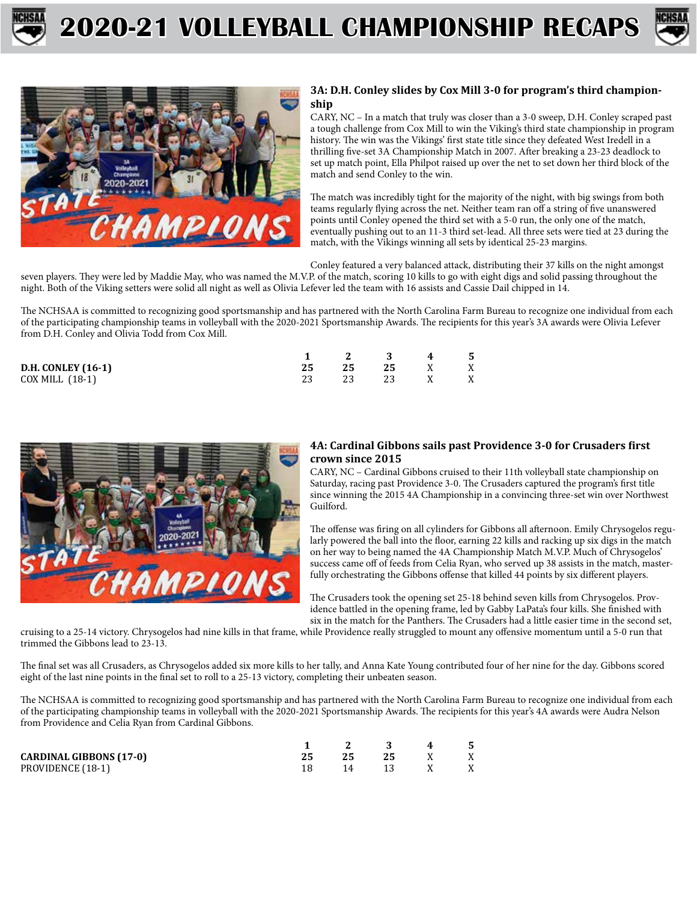# 2020-21 VOLLEYBALL CHAMPIONSHIP RECAPS

### 3A: D.H. Conley slides by Cox Mill 3-0 for program's third championship

CARY, NC – In a match that truly was closer than a 3-0 sweep, D.H. Conley scraped past a tough challenge from Cox Mill to win the Viking's third state championship in program history. The win was the Vikings' first state title since they defeated West Iredell in a thrilling five-set 3A Championship Match in 2007. After breaking a 23-23 deadlock to set up match point, Ella Philpot raised up over the net to set down her third block of the match and send Conley to the win.

The match was incredibly tight for the majority of the night, with big swings from both teams regularly flying across the net. Neither team ran off a string of five unanswered points until Conley opened the third set with a 5-0 run, the only one of the match, eventually pushing out to an 11-3 third set-lead. All three sets were tied at 23 during the match, with the Vikings winning all sets by identical 25-23 margins.

Conley featured a very balanced attack, distributing their 37 kills on the night amongst seven players. They were led by Maddie May, who was named the M.V.P. of the match, scoring 10 kills to go with eight digs and solid passing throughout the night. Both of the Viking setters were solid all night as well as Olivia Lefever led the team with 16 assists and Cassie Dail chipped in 14.

The NCHSAA is committed to recognizing good sportsmanship and has partnered with the North Carolina Farm Bureau to recognize one individual from each of the participating championship teams in volleyball with the 2020-2021 Sportsmanship Awards. The recipients for this year's 3A awards were Olivia Lefever from D.H. Conley and Olivia Todd from Cox Mill.

| | 1 | 2 | 3 | 4 | 5 |
|---|---|---|---|---|---|
| **D.H. CONLEY (16-1)** | **25** | **25** | **25** | X | X |
| COX MILL (18-1) | 23 | 23 | 23 | X | X |

### 4A: Cardinal Gibbons sails past Providence 3-0 for Crusaders first crown since 2015

CARY, NC – Cardinal Gibbons cruised to their 11th volleyball state championship on Saturday, racing past Providence 3-0. The Crusaders captured the program's first title since winning the 2015 4A Championship in a convincing three-set win over Northwest Guilford.

The offense was firing on all cylinders for Gibbons all afternoon. Emily Chrysogelos regularly powered the ball into the floor, earning 22 kills and racking up six digs in the match on her way to being named the 4A Championship Match M.V.P. Much of Chrysogelos' success came off of feeds from Celia Ryan, who served up 38 assists in the match, masterfully orchestrating the Gibbons offense that killed 44 points by six different players.

The Crusaders took the opening set 25-18 behind seven kills from Chrysogelos. Providence battled in the opening frame, led by Gabby LaPata's four kills. She finished with six in the match for the Panthers. The Crusaders had a little easier time in the second set, cruising to a 25-14 victory. Chrysogelos had nine kills in that frame, while Providence really struggled to mount any offensive momentum until a 5-0 run that trimmed the Gibbons lead to 23-13.

The final set was all Crusaders, as Chrysogelos added six more kills to her tally, and Anna Kate Young contributed four of her nine for the day. Gibbons scored eight of the last nine points in the final set to roll to a 25-13 victory, completing their unbeaten season.

The NCHSAA is committed to recognizing good sportsmanship and has partnered with the North Carolina Farm Bureau to recognize one individual from each of the participating championship teams in volleyball with the 2020-2021 Sportsmanship Awards. The recipients for this year's 4A awards were Audra Nelson from Providence and Celia Ryan from Cardinal Gibbons.

| | 1 | 2 | 3 | 4 | 5 |
|---|---|---|---|---|---|
| **CARDINAL GIBBONS (17-0)** | **25** | **25** | **25** | X | X |
| PROVIDENCE (18-1) | 18 | 14 | 13 | X | X |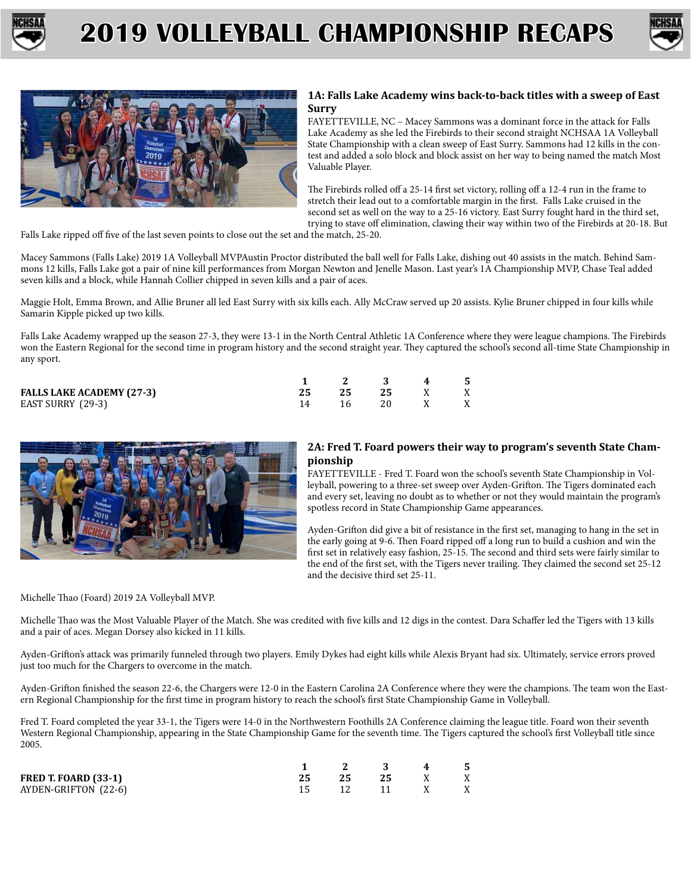# 2019 VOLLEYBALL CHAMPIONSHIP RECAPS

### 1A: Falls Lake Academy wins back-to-back titles with a sweep of East Surry

FAYETTEVILLE, NC – Macey Sammons was a dominant force in the attack for Falls Lake Academy as she led the Firebirds to their second straight NCHSAA 1A Volleyball State Championship with a clean sweep of East Surry. Sammons had 12 kills in the contest and added a solo block and block assist on her way to being named the match Most Valuable Player.

The Firebirds rolled off a 25-14 first set victory, rolling off a 12-4 run in the frame to stretch their lead out to a comfortable margin in the first. Falls Lake cruised in the second set as well on the way to a 25-16 victory. East Surry fought hard in the third set, trying to stave off elimination, clawing their way within two of the Firebirds at 20-18. But Falls Lake ripped off five of the last seven points to close out the set and the match, 25-20.

Macey Sammons (Falls Lake) 2019 1A Volleyball MVPAustin Proctor distributed the ball well for Falls Lake, dishing out 40 assists in the match. Behind Sammons 12 kills, Falls Lake got a pair of nine kill performances from Morgan Newton and Jenelle Mason. Last year's 1A Championship MVP, Chase Teal added seven kills and a block, while Hannah Collier chipped in seven kills and a pair of aces.

Maggie Holt, Emma Brown, and Allie Bruner all led East Surry with six kills each. Ally McCraw served up 20 assists. Kylie Bruner chipped in four kills while Samarin Kipple picked up two kills.

Falls Lake Academy wrapped up the season 27-3, they were 13-1 in the North Central Athletic 1A Conference where they were league champions. The Firebirds won the Eastern Regional for the second time in program history and the second straight year. They captured the school's second all-time State Championship in any sport.

| | 1 | 2 | 3 | 4 | 5 |
|---|---|---|---|---|---|
| **FALLS LAKE ACADEMY (27-3)** | **25** | **25** | **25** | X | X |
| EAST SURRY (29-3) | 14 | 16 | 20 | X | X |

### 2A: Fred T. Foard powers their way to program's seventh State Championship

FAYETTEVILLE - Fred T. Foard won the school's seventh State Championship in Volleyball, powering to a three-set sweep over Ayden-Grifton. The Tigers dominated each and every set, leaving no doubt as to whether or not they would maintain the program's spotless record in State Championship Game appearances.

Ayden-Grifton did give a bit of resistance in the first set, managing to hang in the set in the early going at 9-6. Then Foard ripped off a long run to build a cushion and win the first set in relatively easy fashion, 25-15. The second and third sets were fairly similar to the end of the first set, with the Tigers never trailing. They claimed the second set 25-12 and the decisive third set 25-11.

Michelle Thao (Foard) 2019 2A Volleyball MVP.

Michelle Thao was the Most Valuable Player of the Match. She was credited with five kills and 12 digs in the contest. Dara Schaffer led the Tigers with 13 kills and a pair of aces. Megan Dorsey also kicked in 11 kills.

Ayden-Grifton's attack was primarily funneled through two players. Emily Dykes had eight kills while Alexis Bryant had six. Ultimately, service errors proved just too much for the Chargers to overcome in the match.

Ayden-Grifton finished the season 22-6, the Chargers were 12-0 in the Eastern Carolina 2A Conference where they were the champions. The team won the Eastern Regional Championship for the first time in program history to reach the school's first State Championship Game in Volleyball.

Fred T. Foard completed the year 33-1, the Tigers were 14-0 in the Northwestern Foothills 2A Conference claiming the league title. Foard won their seventh Western Regional Championship, appearing in the State Championship Game for the seventh time. The Tigers captured the school's first Volleyball title since 2005.

| | 1 | 2 | 3 | 4 | 5 |
|---|---|---|---|---|---|
| **FRED T. FOARD (33-1)** | **25** | **25** | **25** | X | X |
| AYDEN-GRIFTON (22-6) | 15 | 12 | 11 | X | X |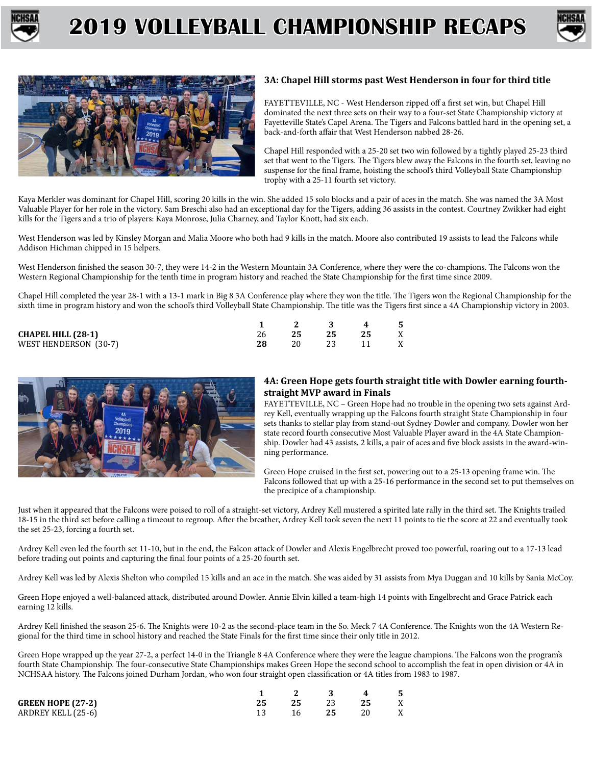# 2019 VOLLEYBALL CHAMPIONSHIP RECAPS

### 3A: Chapel Hill storms past West Henderson in four for third title

FAYETTEVILLE, NC - West Henderson ripped off a first set win, but Chapel Hill dominated the next three sets on their way to a four-set State Championship victory at Fayetteville State's Capel Arena. The Tigers and Falcons battled hard in the opening set, a back-and-forth affair that West Henderson nabbed 28-26.

Chapel Hill responded with a 25-20 set two win followed by a tightly played 25-23 third set that went to the Tigers. The Tigers blew away the Falcons in the fourth set, leaving no suspense for the final frame, hoisting the school's third Volleyball State Championship trophy with a 25-11 fourth set victory.

Kaya Merkler was dominant for Chapel Hill, scoring 20 kills in the win. She added 15 solo blocks and a pair of aces in the match. She was named the 3A Most Valuable Player for her role in the victory. Sam Breschi also had an exceptional day for the Tigers, adding 36 assists in the contest. Courtney Zwikker had eight kills for the Tigers and a trio of players: Kaya Monrose, Julia Charney, and Taylor Knott, had six each.

West Henderson was led by Kinsley Morgan and Malia Moore who both had 9 kills in the match. Moore also contributed 19 assists to lead the Falcons while Addison Hichman chipped in 15 helpers.

West Henderson finished the season 30-7, they were 14-2 in the Western Mountain 3A Conference, where they were the co-champions. The Falcons won the Western Regional Championship for the tenth time in program history and reached the State Championship for the first time since 2009.

Chapel Hill completed the year 28-1 with a 13-1 mark in Big 8 3A Conference play where they won the title. The Tigers won the Regional Championship for the sixth time in program history and won the school's third Volleyball State Championship. The title was the Tigers first since a 4A Championship victory in 2003.

| | 1 | 2 | 3 | 4 | 5 |
|---|---|---|---|---|---|
| **CHAPEL HILL (28-1)** | 26 | **25** | **25** | **25** | X |
| WEST HENDERSON (30-7) | **28** | 20 | 23 | 11 | X |

### 4A: Green Hope gets fourth straight title with Dowler earning fourth-straight MVP award in Finals

FAYETTEVILLE, NC – Green Hope had no trouble in the opening two sets against Ardrey Kell, eventually wrapping up the Falcons fourth straight State Championship in four sets thanks to stellar play from stand-out Sydney Dowler and company. Dowler won her state record fourth consecutive Most Valuable Player award in the 4A State Championship. Dowler had 43 assists, 2 kills, a pair of aces and five block assists in the award-winning performance.

Green Hope cruised in the first set, powering out to a 25-13 opening frame win. The Falcons followed that up with a 25-16 performance in the second set to put themselves on the precipice of a championship.

Just when it appeared that the Falcons were poised to roll of a straight-set victory, Ardrey Kell mustered a spirited late rally in the third set. The Knights trailed 18-15 in the third set before calling a timeout to regroup. After the breather, Ardrey Kell took seven the next 11 points to tie the score at 22 and eventually took the set 25-23, forcing a fourth set.

Ardrey Kell even led the fourth set 11-10, but in the end, the Falcon attack of Dowler and Alexis Engelbrecht proved too powerful, roaring out to a 17-13 lead before trading out points and capturing the final four points of a 25-20 fourth set.

Ardrey Kell was led by Alexis Shelton who compiled 15 kills and an ace in the match. She was aided by 31 assists from Mya Duggan and 10 kills by Sania McCoy.

Green Hope enjoyed a well-balanced attack, distributed around Dowler. Annie Elvin killed a team-high 14 points with Engelbrecht and Grace Patrick each earning 12 kills.

Ardrey Kell finished the season 25-6. The Knights were 10-2 as the second-place team in the So. Meck 7 4A Conference. The Knights won the 4A Western Regional for the third time in school history and reached the State Finals for the first time since their only title in 2012.

Green Hope wrapped up the year 27-2, a perfect 14-0 in the Triangle 8 4A Conference where they were the league champions. The Falcons won the program's fourth State Championship. The four-consecutive State Championships makes Green Hope the second school to accomplish the feat in open division or 4A in NCHSAA history. The Falcons joined Durham Jordan, who won four straight open classification or 4A titles from 1983 to 1987.

| | 1 | 2 | 3 | 4 | 5 |
|---|---|---|---|---|---|
| **GREEN HOPE (27-2)** | **25** | **25** | 23 | **25** | X |
| ARDREY KELL (25-6) | 13 | 16 | **25** | 20 | X |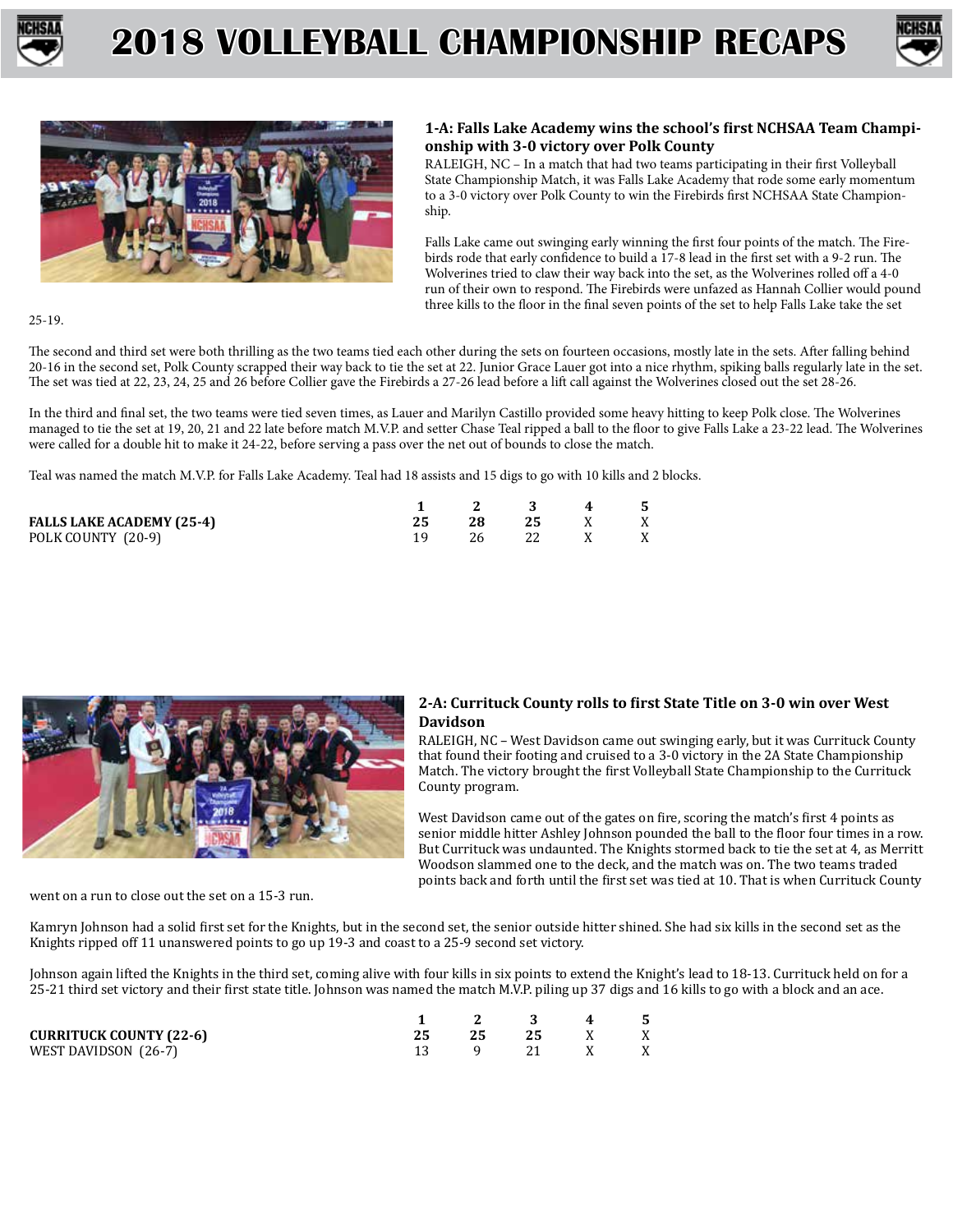# 2018 VOLLEYBALL CHAMPIONSHIP RECAPS

### 1-A: Falls Lake Academy wins the school's first NCHSAA Team Championship with 3-0 victory over Polk County

RALEIGH, NC – In a match that had two teams participating in their first Volleyball State Championship Match, it was Falls Lake Academy that rode some early momentum to a 3-0 victory over Polk County to win the Firebirds first NCHSAA State Championship.

Falls Lake came out swinging early winning the first four points of the match. The Firebirds rode that early confidence to build a 17-8 lead in the first set with a 9-2 run. The Wolverines tried to claw their way back into the set, as the Wolverines rolled off a 4-0 run of their own to respond. The Firebirds were unfazed as Hannah Collier would pound three kills to the floor in the final seven points of the set to help Falls Lake take the set 25-19.

The second and third set were both thrilling as the two teams tied each other during the sets on fourteen occasions, mostly late in the sets. After falling behind 20-16 in the second set, Polk County scrapped their way back to tie the set at 22. Junior Grace Lauer got into a nice rhythm, spiking balls regularly late in the set. The set was tied at 22, 23, 24, 25 and 26 before Collier gave the Firebirds a 27-26 lead before a lift call against the Wolverines closed out the set 28-26.

In the third and final set, the two teams were tied seven times, as Lauer and Marilyn Castillo provided some heavy hitting to keep Polk close. The Wolverines managed to tie the set at 19, 20, 21 and 22 late before match M.V.P. and setter Chase Teal ripped a ball to the floor to give Falls Lake a 23-22 lead. The Wolverines were called for a double hit to make it 24-22, before serving a pass over the net out of bounds to close the match.

Teal was named the match M.V.P. for Falls Lake Academy. Teal had 18 assists and 15 digs to go with 10 kills and 2 blocks.

| | 1 | 2 | 3 | 4 | 5 |
|---|---|---|---|---|---|
| **FALLS LAKE ACADEMY (25-4)** | **25** | **28** | **25** | X | X |
| POLK COUNTY (20-9) | 19 | 26 | 22 | X | X |

### 2-A: Currituck County rolls to first State Title on 3-0 win over West Davidson

RALEIGH, NC – West Davidson came out swinging early, but it was Currituck County that found their footing and cruised to a 3-0 victory in the 2A State Championship Match. The victory brought the first Volleyball State Championship to the Currituck County program.

West Davidson came out of the gates on fire, scoring the match's first 4 points as senior middle hitter Ashley Johnson pounded the ball to the floor four times in a row. But Currituck was undaunted. The Knights stormed back to tie the set at 4, as Merritt Woodson slammed one to the deck, and the match was on. The two teams traded points back and forth until the first set was tied at 10. That is when Currituck County went on a run to close out the set on a 15-3 run.

Kamryn Johnson had a solid first set for the Knights, but in the second set, the senior outside hitter shined. She had six kills in the second set as the Knights ripped off 11 unanswered points to go up 19-3 and coast to a 25-9 second set victory.

Johnson again lifted the Knights in the third set, coming alive with four kills in six points to extend the Knight's lead to 18-13. Currituck held on for a 25-21 third set victory and their first state title. Johnson was named the match M.V.P. piling up 37 digs and 16 kills to go with a block and an ace.

| | 1 | 2 | 3 | 4 | 5 |
|---|---|---|---|---|---|
| **CURRITUCK COUNTY (22-6)** | **25** | **25** | **25** | X | X |
| WEST DAVIDSON (26-7) | 13 | 9 | 21 | X | X |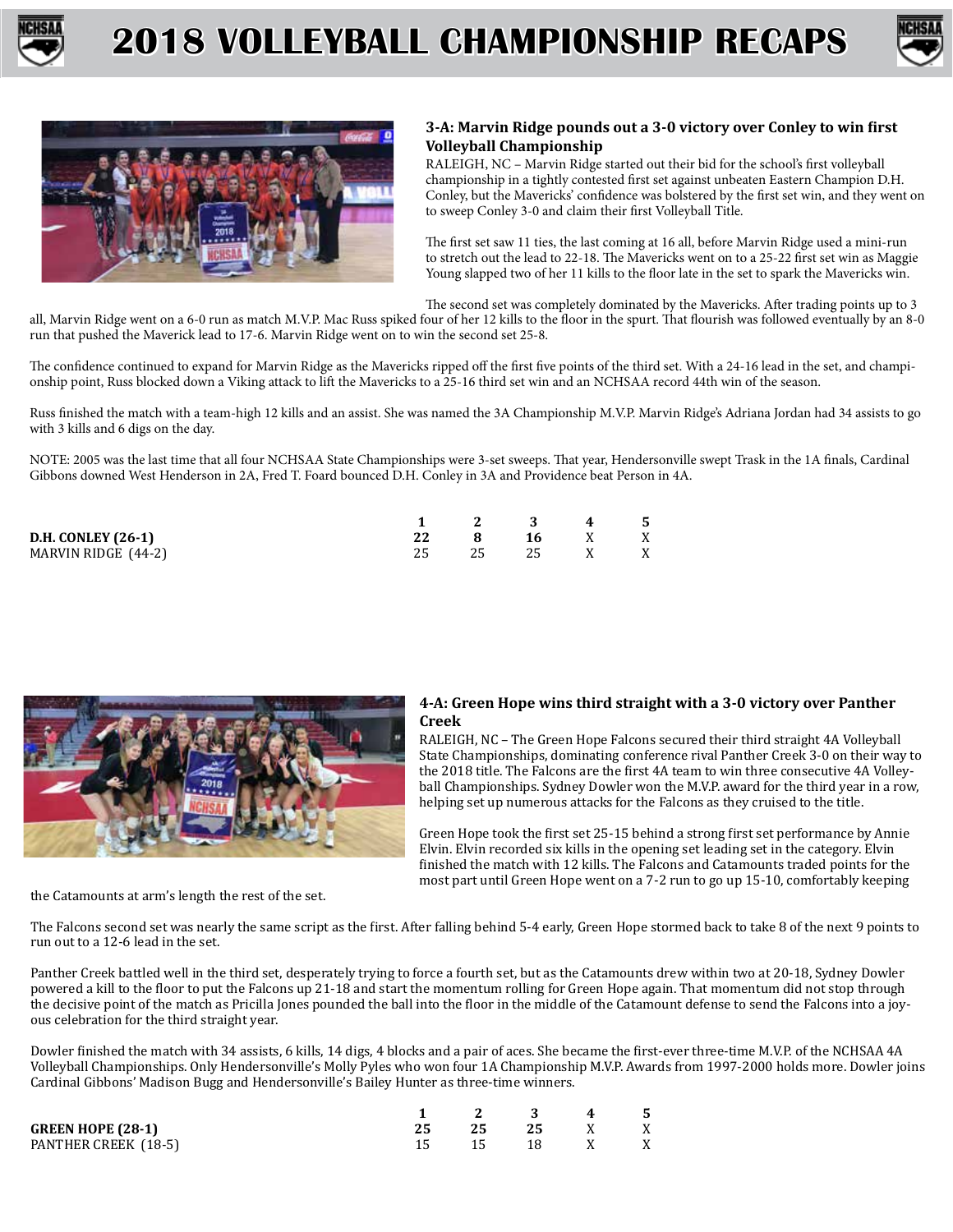# 2018 VOLLEYBALL CHAMPIONSHIP RECAPS

### 3-A: Marvin Ridge pounds out a 3-0 victory over Conley to win first Volleyball Championship

RALEIGH, NC – Marvin Ridge started out their bid for the school's first volleyball championship in a tightly contested first set against unbeaten Eastern Champion D.H. Conley, but the Mavericks' confidence was bolstered by the first set win, and they went on to sweep Conley 3-0 and claim their first Volleyball Title.

The first set saw 11 ties, the last coming at 16 all, before Marvin Ridge used a mini-run to stretch out the lead to 22-18. The Mavericks went on to a 25-22 first set win as Maggie Young slapped two of her 11 kills to the floor late in the set to spark the Mavericks win.

The second set was completely dominated by the Mavericks. After trading points up to 3 all, Marvin Ridge went on a 6-0 run as match M.V.P. Mac Russ spiked four of her 12 kills to the floor in the spurt. That flourish was followed eventually by an 8-0 run that pushed the Maverick lead to 17-6. Marvin Ridge went on to win the second set 25-8.

The confidence continued to expand for Marvin Ridge as the Mavericks ripped off the first five points of the third set. With a 24-16 lead in the set, and championship point, Russ blocked down a Viking attack to lift the Mavericks to a 25-16 third set win and an NCHSAA record 44th win of the season.

Russ finished the match with a team-high 12 kills and an assist. She was named the 3A Championship M.V.P. Marvin Ridge's Adriana Jordan had 34 assists to go with 3 kills and 6 digs on the day.

NOTE: 2005 was the last time that all four NCHSAA State Championships were 3-set sweeps. That year, Hendersonville swept Trask in the 1A finals, Cardinal Gibbons downed West Henderson in 2A, Fred T. Foard bounced D.H. Conley in 3A and Providence beat Person in 4A.

| | 1 | 2 | 3 | 4 | 5 |
|---|---|---|---|---|---|
| **D.H. CONLEY (26-1)** | **22** | **8** | **16** | X | X |
| MARVIN RIDGE (44-2) | 25 | 25 | 25 | X | X |

### 4-A: Green Hope wins third straight with a 3-0 victory over Panther Creek

RALEIGH, NC – The Green Hope Falcons secured their third straight 4A Volleyball State Championships, dominating conference rival Panther Creek 3-0 on their way to the 2018 title. The Falcons are the first 4A team to win three consecutive 4A Volleyball Championships. Sydney Dowler won the M.V.P. award for the third year in a row, helping set up numerous attacks for the Falcons as they cruised to the title.

Green Hope took the first set 25-15 behind a strong first set performance by Annie Elvin. Elvin recorded six kills in the opening set leading set in the category. Elvin finished the match with 12 kills. The Falcons and Catamounts traded points for the most part until Green Hope went on a 7-2 run to go up 15-10, comfortably keeping the Catamounts at arm's length the rest of the set.

The Falcons second set was nearly the same script as the first. After falling behind 5-4 early, Green Hope stormed back to take 8 of the next 9 points to run out to a 12-6 lead in the set.

Panther Creek battled well in the third set, desperately trying to force a fourth set, but as the Catamounts drew within two at 20-18, Sydney Dowler powered a kill to the floor to put the Falcons up 21-18 and start the momentum rolling for Green Hope again. That momentum did not stop through the decisive point of the match as Pricilla Jones pounded the ball into the floor in the middle of the Catamount defense to send the Falcons into a joyous celebration for the third straight year.

Dowler finished the match with 34 assists, 6 kills, 14 digs, 4 blocks and a pair of aces. She became the first-ever three-time M.V.P. of the NCHSAA 4A Volleyball Championships. Only Hendersonville's Molly Pyles who won four 1A Championship M.V.P. Awards from 1997-2000 holds more. Dowler joins Cardinal Gibbons' Madison Bugg and Hendersonville's Bailey Hunter as three-time winners.

| | 1 | 2 | 3 | 4 | 5 |
|---|---|---|---|---|---|
| **GREEN HOPE (28-1)** | **25** | **25** | **25** | X | X |
| PANTHER CREEK (18-5) | 15 | 15 | 18 | X | X |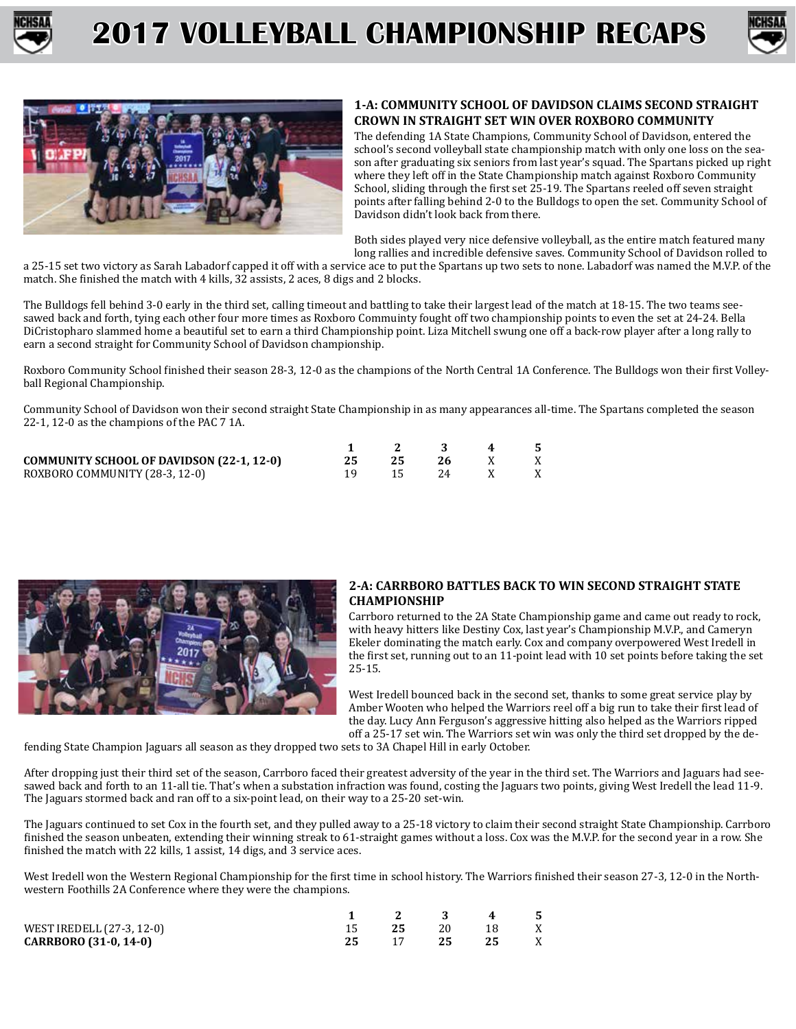# 2017 VOLLEYBALL CHAMPIONSHIP RECAPS

### 1-A: COMMUNITY SCHOOL OF DAVIDSON CLAIMS SECOND STRAIGHT CROWN IN STRAIGHT SET WIN OVER ROXBORO COMMUNITY

The defending 1A State Champions, Community School of Davidson, entered the school's second volleyball state championship match with only one loss on the season after graduating six seniors from last year's squad. The Spartans picked up right where they left off in the State Championship match against Roxboro Community School, sliding through the first set 25-19. The Spartans reeled off seven straight points after falling behind 2-0 to the Bulldogs to open the set. Community School of Davidson didn't look back from there.

Both sides played very nice defensive volleyball, as the entire match featured many long rallies and incredible defensive saves. Community School of Davidson rolled to a 25-15 set two victory as Sarah Labadorf capped it off with a service ace to put the Spartans up two sets to none. Labadorf was named the M.V.P. of the match. She finished the match with 4 kills, 32 assists, 2 aces, 8 digs and 2 blocks.

The Bulldogs fell behind 3-0 early in the third set, calling timeout and battling to take their largest lead of the match at 18-15. The two teams see-sawed back and forth, tying each other four more times as Roxboro Community fought off two championship points to even the set at 24-24. Bella DiCristopharo slammed home a beautiful set to earn a third Championship point. Liza Mitchell swung one off a back-row player after a long rally to earn a second straight for Community School of Davidson championship.

Roxboro Community School finished their season 28-3, 12-0 as the champions of the North Central 1A Conference. The Bulldogs won their first Volleyball Regional Championship.

Community School of Davidson won their second straight State Championship in as many appearances all-time. The Spartans completed the season 22-1, 12-0 as the champions of the PAC 7 1A.

| | 1 | 2 | 3 | 4 | 5 |
|---|---|---|---|---|---|
| **COMMUNITY SCHOOL OF DAVIDSON (22-1, 12-0)** | **25** | **25** | **26** | X | X |
| ROXBORO COMMUNITY (28-3, 12-0) | 19 | 15 | 24 | X | X |

### 2-A: CARRBORO BATTLES BACK TO WIN SECOND STRAIGHT STATE CHAMPIONSHIP

Carrboro returned to the 2A State Championship game and came out ready to rock, with heavy hitters like Destiny Cox, last year's Championship M.V.P., and Cameryn Ekeler dominating the match early. Cox and company overpowered West Iredell in the first set, running out to an 11-point lead with 10 set points before taking the set 25-15.

West Iredell bounced back in the second set, thanks to some great service play by Amber Wooten who helped the Warriors reel off a big run to take their first lead of the day. Lucy Ann Ferguson's aggressive hitting also helped as the Warriors ripped off a 25-17 set win. The Warriors set win was only the third set dropped by the defending State Champion Jaguars all season as they dropped two sets to 3A Chapel Hill in early October.

After dropping just their third set of the season, Carrboro faced their greatest adversity of the year in the third set. The Warriors and Jaguars had see-sawed back and forth to an 11-all tie. That's when a substation infraction was found, costing the Jaguars two points, giving West Iredell the lead 11-9. The Jaguars stormed back and ran off to a six-point lead, on their way to a 25-20 set-win.

The Jaguars continued to set Cox in the fourth set, and they pulled away to a 25-18 victory to claim their second straight State Championship. Carrboro finished the season unbeaten, extending their winning streak to 61-straight games without a loss. Cox was the M.V.P. for the second year in a row. She finished the match with 22 kills, 1 assist, 14 digs, and 3 service aces.

West Iredell won the Western Regional Championship for the first time in school history. The Warriors finished their season 27-3, 12-0 in the Northwestern Foothills 2A Conference where they were the champions.

| | 1 | 2 | 3 | 4 | 5 |
|---|---|---|---|---|---|
| WEST IREDELL (27-3, 12-0) | 15 | **25** | 20 | 18 | X |
| **CARRBORO (31-0, 14-0)** | **25** | 17 | **25** | **25** | X |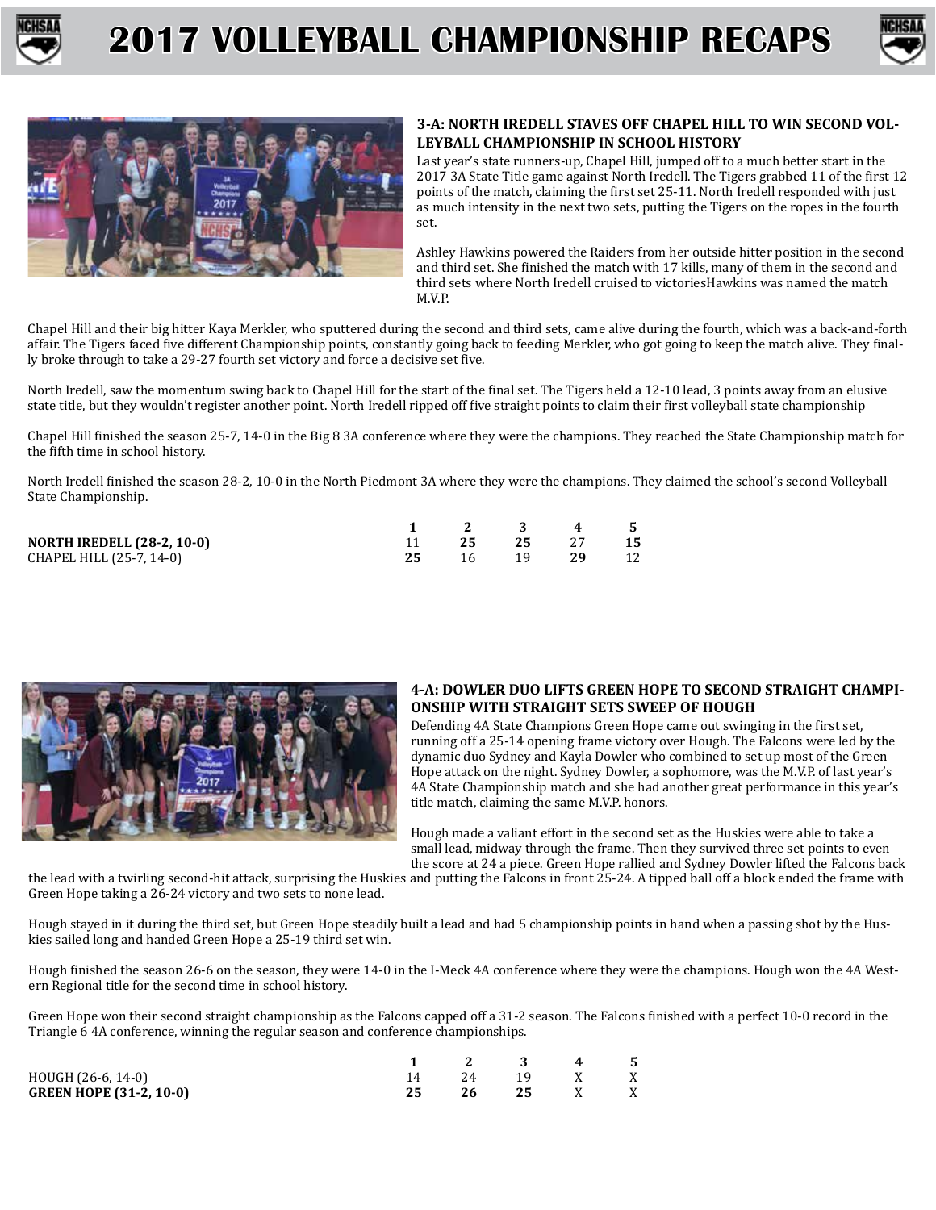# 2017 VOLLEYBALL CHAMPIONSHIP RECAPS

### 3-A: NORTH IREDELL STAVES OFF CHAPEL HILL TO WIN SECOND VOLLEYBALL CHAMPIONSHIP IN SCHOOL HISTORY

Last year's state runners-up, Chapel Hill, jumped off to a much better start in the 2017 3A State Title game against North Iredell. The Tigers grabbed 11 of the first 12 points of the match, claiming the first set 25-11. North Iredell responded with just as much intensity in the next two sets, putting the Tigers on the ropes in the fourth set.

Ashley Hawkins powered the Raiders from her outside hitter position in the second and third set. She finished the match with 17 kills, many of them in the second and third sets where North Iredell cruised to victoriesHawkins was named the match M.V.P.

Chapel Hill and their big hitter Kaya Merkler, who sputtered during the second and third sets, came alive during the fourth, which was a back-and-forth affair. The Tigers faced five different Championship points, constantly going back to feeding Merkler, who got going to keep the match alive. They finally broke through to take a 29-27 fourth set victory and force a decisive set five.

North Iredell, saw the momentum swing back to Chapel Hill for the start of the final set. The Tigers held a 12-10 lead, 3 points away from an elusive state title, but they wouldn't register another point. North Iredell ripped off five straight points to claim their first volleyball state championship

Chapel Hill finished the season 25-7, 14-0 in the Big 8 3A conference where they were the champions. They reached the State Championship match for the fifth time in school history.

North Iredell finished the season 28-2, 10-0 in the North Piedmont 3A where they were the champions. They claimed the school's second Volleyball State Championship.

| | 1 | 2 | 3 | 4 | 5 |
|---|---|---|---|---|---|
| **NORTH IREDELL (28-2, 10-0)** | 11 | **25** | **25** | 27 | **15** |
| CHAPEL HILL (25-7, 14-0) | **25** | 16 | 19 | **29** | 12 |

### 4-A: DOWLER DUO LIFTS GREEN HOPE TO SECOND STRAIGHT CHAMPIONSHIP WITH STRAIGHT SETS SWEEP OF HOUGH

Defending 4A State Champions Green Hope came out swinging in the first set, running off a 25-14 opening frame victory over Hough. The Falcons were led by the dynamic duo Sydney and Kayla Dowler who combined to set up most of the Green Hope attack on the night. Sydney Dowler, a sophomore, was the M.V.P. of last year's 4A State Championship match and she had another great performance in this year's title match, claiming the same M.V.P. honors.

Hough made a valiant effort in the second set as the Huskies were able to take a small lead, midway through the frame. Then they survived three set points to even the score at 24 a piece. Green Hope rallied and Sydney Dowler lifted the Falcons back the lead with a twirling second-hit attack, surprising the Huskies and putting the Falcons in front 25-24. A tipped ball off a block ended the frame with Green Hope taking a 26-24 victory and two sets to none lead.

Hough stayed in it during the third set, but Green Hope steadily built a lead and had 5 championship points in hand when a passing shot by the Huskies sailed long and handed Green Hope a 25-19 third set win.

Hough finished the season 26-6 on the season, they were 14-0 in the I-Meck 4A conference where they were the champions. Hough won the 4A Western Regional title for the second time in school history.

Green Hope won their second straight championship as the Falcons capped off a 31-2 season. The Falcons finished with a perfect 10-0 record in the Triangle 6 4A conference, winning the regular season and conference championships.

| | 1 | 2 | 3 | 4 | 5 |
|---|---|---|---|---|---|
| HOUGH (26-6, 14-0) | 14 | 24 | 19 | X | X |
| **GREEN HOPE (31-2, 10-0)** | **25** | **26** | **25** | X | X |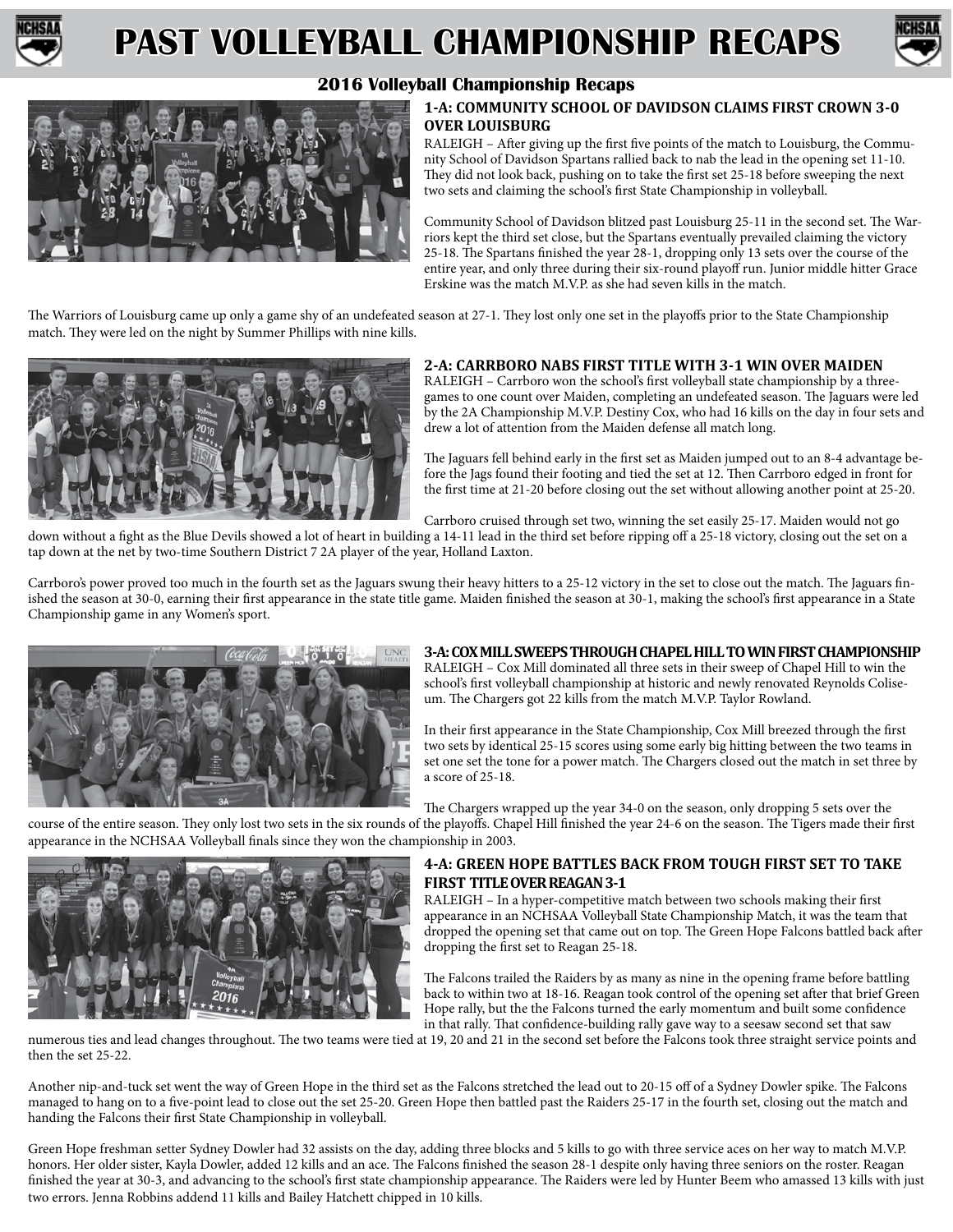# PAST VOLLEYBALL CHAMPIONSHIP RECAPS

## 2016 Volleyball Championship Recaps

### 1-A: COMMUNITY SCHOOL OF DAVIDSON CLAIMS FIRST CROWN 3-0 OVER LOUISBURG

RALEIGH – After giving up the first five points of the match to Louisburg, the Community School of Davidson Spartans rallied back to nab the lead in the opening set 11-10. They did not look back, pushing on to take the first set 25-18 before sweeping the next two sets and claiming the school's first State Championship in volleyball.

Community School of Davidson blitzed past Louisburg 25-11 in the second set. The Warriors kept the third set close, but the Spartans eventually prevailed claiming the victory 25-18. The Spartans finished the year 28-1, dropping only 13 sets over the course of the entire year, and only three during their six-round playoff run. Junior middle hitter Grace Erskine was the match M.V.P. as she had seven kills in the match.

The Warriors of Louisburg came up only a game shy of an undefeated season at 27-1. They lost only one set in the playoffs prior to the State Championship match. They were led on the night by Summer Phillips with nine kills.

### 2-A: CARRBORO NABS FIRST TITLE WITH 3-1 WIN OVER MAIDEN

RALEIGH – Carrboro won the school's first volleyball state championship by a three-games to one count over Maiden, completing an undefeated season. The Jaguars were led by the 2A Championship M.V.P. Destiny Cox, who had 16 kills on the day in four sets and drew a lot of attention from the Maiden defense all match long.

The Jaguars fell behind early in the first set as Maiden jumped out to an 8-4 advantage before the Jags found their footing and tied the set at 12. Then Carrboro edged in front for the first time at 21-20 before closing out the set without allowing another point at 25-20.

Carrboro cruised through set two, winning the set easily 25-17. Maiden would not go down without a fight as the Blue Devils showed a lot of heart in building a 14-11 lead in the third set before ripping off a 25-18 victory, closing out the set on a tap down at the net by two-time Southern District 7 2A player of the year, Holland Laxton.

Carrboro's power proved too much in the fourth set as the Jaguars swung their heavy hitters to a 25-12 victory in the set to close out the match. The Jaguars finished the season at 30-0, earning their first appearance in the state title game. Maiden finished the season at 30-1, making the school's first appearance in a State Championship game in any Women's sport.

### 3-A: COX MILL SWEEPS THROUGH CHAPEL HILL TO WIN FIRST CHAMPIONSHIP

RALEIGH – Cox Mill dominated all three sets in their sweep of Chapel Hill to win the school's first volleyball championship at historic and newly renovated Reynolds Coliseum. The Chargers got 22 kills from the match M.V.P. Taylor Rowland.

In their first appearance in the State Championship, Cox Mill breezed through the first two sets by identical 25-15 scores using some early big hitting between the two teams in set one set the tone for a power match. The Chargers closed out the match in set three by a score of 25-18.

The Chargers wrapped up the year 34-0 on the season, only dropping 5 sets over the course of the entire season. They only lost two sets in the six rounds of the playoffs. Chapel Hill finished the year 24-6 on the season. The Tigers made their first appearance in the NCHSAA Volleyball finals since they won the championship in 2003.

### 4-A: GREEN HOPE BATTLES BACK FROM TOUGH FIRST SET TO TAKE FIRST TITLE OVER REAGAN 3-1

RALEIGH – In a hyper-competitive match between two schools making their first appearance in an NCHSAA Volleyball State Championship Match, it was the team that dropped the opening set that came out on top. The Green Hope Falcons battled back after dropping the first set to Reagan 25-18.

The Falcons trailed the Raiders by as many as nine in the opening frame before battling back to within two at 18-16. Reagan took control of the opening set after that brief Green Hope rally, but the the Falcons turned the early momentum and built some confidence in that rally. That confidence-building rally gave way to a seesaw second set that saw numerous ties and lead changes throughout. The two teams were tied at 19, 20 and 21 in the second set before the Falcons took three straight service points and then the set 25-22.

Another nip-and-tuck set went the way of Green Hope in the third set as the Falcons stretched the lead out to 20-15 off of a Sydney Dowler spike. The Falcons managed to hang on to a five-point lead to close out the set 25-20. Green Hope then battled past the Raiders 25-17 in the fourth set, closing out the match and handing the Falcons their first State Championship in volleyball.

Green Hope freshman setter Sydney Dowler had 32 assists on the day, adding three blocks and 5 kills to go with three service aces on her way to match M.V.P. honors. Her older sister, Kayla Dowler, added 12 kills and an ace. The Falcons finished the season 28-1 despite only having three seniors on the roster. Reagan finished the year at 30-3, and advancing to the school's first state championship appearance. The Raiders were led by Hunter Beem who amassed 13 kills with just two errors. Jenna Robbins addend 11 kills and Bailey Hatchett chipped in 10 kills.